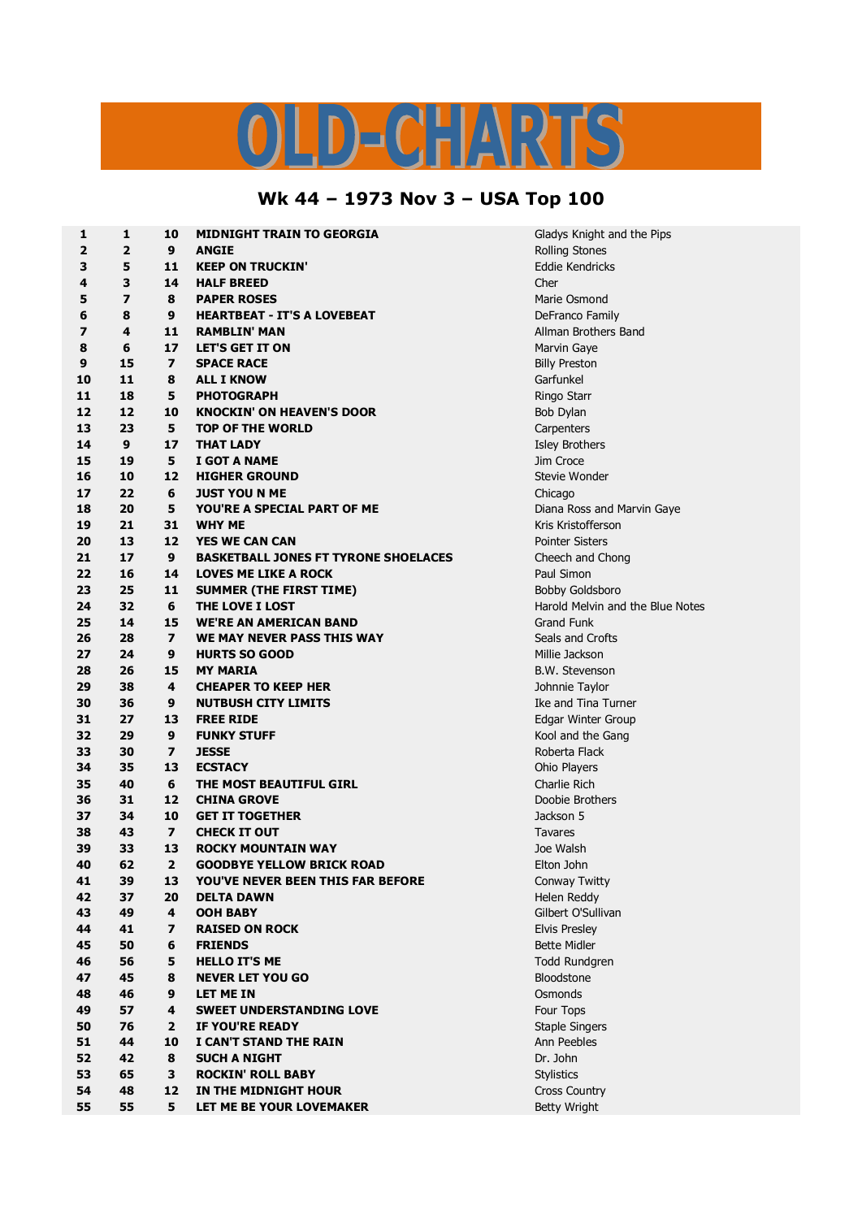# OLD-CHARTS

## Wk 44 – 1973 Nov 3 – USA Top 100

| | | | | |
|---|---|---|---|---|
| 1 | 1 | 10 | **MIDNIGHT TRAIN TO GEORGIA** | Gladys Knight and the Pips |
| 2 | 2 | 9 | **ANGIE** | Rolling Stones |
| 3 | 5 | 11 | **KEEP ON TRUCKIN'** | Eddie Kendricks |
| 4 | 3 | 14 | **HALF BREED** | Cher |
| 5 | 7 | 8 | **PAPER ROSES** | Marie Osmond |
| 6 | 8 | 9 | **HEARTBEAT - IT'S A LOVEBEAT** | DeFranco Family |
| 7 | 4 | 11 | **RAMBLIN' MAN** | Allman Brothers Band |
| 8 | 6 | 17 | **LET'S GET IT ON** | Marvin Gaye |
| 9 | 15 | 7 | **SPACE RACE** | Billy Preston |
| 10 | 11 | 8 | **ALL I KNOW** | Garfunkel |
| 11 | 18 | 5 | **PHOTOGRAPH** | Ringo Starr |
| 12 | 12 | 10 | **KNOCKIN' ON HEAVEN'S DOOR** | Bob Dylan |
| 13 | 23 | 5 | **TOP OF THE WORLD** | Carpenters |
| 14 | 9 | 17 | **THAT LADY** | Isley Brothers |
| 15 | 19 | 5 | **I GOT A NAME** | Jim Croce |
| 16 | 10 | 12 | **HIGHER GROUND** | Stevie Wonder |
| 17 | 22 | 6 | **JUST YOU N ME** | Chicago |
| 18 | 20 | 5 | **YOU'RE A SPECIAL PART OF ME** | Diana Ross and Marvin Gaye |
| 19 | 21 | 31 | **WHY ME** | Kris Kristofferson |
| 20 | 13 | 12 | **YES WE CAN CAN** | Pointer Sisters |
| 21 | 17 | 9 | **BASKETBALL JONES FT TYRONE SHOELACES** | Cheech and Chong |
| 22 | 16 | 14 | **LOVES ME LIKE A ROCK** | Paul Simon |
| 23 | 25 | 11 | **SUMMER (THE FIRST TIME)** | Bobby Goldsboro |
| 24 | 32 | 6 | **THE LOVE I LOST** | Harold Melvin and the Blue Notes |
| 25 | 14 | 15 | **WE'RE AN AMERICAN BAND** | Grand Funk |
| 26 | 28 | 7 | **WE MAY NEVER PASS THIS WAY** | Seals and Crofts |
| 27 | 24 | 9 | **HURTS SO GOOD** | Millie Jackson |
| 28 | 26 | 15 | **MY MARIA** | B.W. Stevenson |
| 29 | 38 | 4 | **CHEAPER TO KEEP HER** | Johnnie Taylor |
| 30 | 36 | 9 | **NUTBUSH CITY LIMITS** | Ike and Tina Turner |
| 31 | 27 | 13 | **FREE RIDE** | Edgar Winter Group |
| 32 | 29 | 9 | **FUNKY STUFF** | Kool and the Gang |
| 33 | 30 | 7 | **JESSE** | Roberta Flack |
| 34 | 35 | 13 | **ECSTACY** | Ohio Players |
| 35 | 40 | 6 | **THE MOST BEAUTIFUL GIRL** | Charlie Rich |
| 36 | 31 | 12 | **CHINA GROVE** | Doobie Brothers |
| 37 | 34 | 10 | **GET IT TOGETHER** | Jackson 5 |
| 38 | 43 | 7 | **CHECK IT OUT** | Tavares |
| 39 | 33 | 13 | **ROCKY MOUNTAIN WAY** | Joe Walsh |
| 40 | 62 | 2 | **GOODBYE YELLOW BRICK ROAD** | Elton John |
| 41 | 39 | 13 | **YOU'VE NEVER BEEN THIS FAR BEFORE** | Conway Twitty |
| 42 | 37 | 20 | **DELTA DAWN** | Helen Reddy |
| 43 | 49 | 4 | **OOH BABY** | Gilbert O'Sullivan |
| 44 | 41 | 7 | **RAISED ON ROCK** | Elvis Presley |
| 45 | 50 | 6 | **FRIENDS** | Bette Midler |
| 46 | 56 | 5 | **HELLO IT'S ME** | Todd Rundgren |
| 47 | 45 | 8 | **NEVER LET YOU GO** | Bloodstone |
| 48 | 46 | 9 | **LET ME IN** | Osmonds |
| 49 | 57 | 4 | **SWEET UNDERSTANDING LOVE** | Four Tops |
| 50 | 76 | 2 | **IF YOU'RE READY** | Staple Singers |
| 51 | 44 | 10 | **I CAN'T STAND THE RAIN** | Ann Peebles |
| 52 | 42 | 8 | **SUCH A NIGHT** | Dr. John |
| 53 | 65 | 3 | **ROCKIN' ROLL BABY** | Stylistics |
| 54 | 48 | 12 | **IN THE MIDNIGHT HOUR** | Cross Country |
| 55 | 55 | 5 | **LET ME BE YOUR LOVEMAKER** | Betty Wright |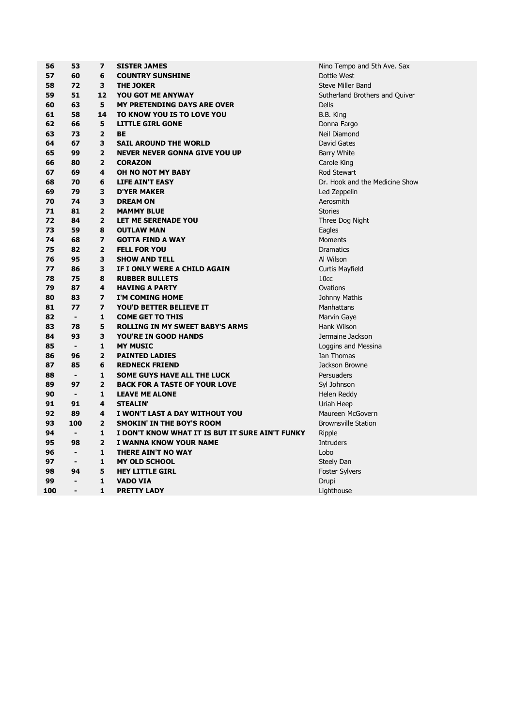| | | | | |
|---|---|---|---|---|
| **56** | **53** | **7** | **SISTER JAMES** | Nino Tempo and 5th Ave. Sax |
| **57** | **60** | **6** | **COUNTRY SUNSHINE** | Dottie West |
| **58** | **72** | **3** | **THE JOKER** | Steve Miller Band |
| **59** | **51** | **12** | **YOU GOT ME ANYWAY** | Sutherland Brothers and Quiver |
| **60** | **63** | **5** | **MY PRETENDING DAYS ARE OVER** | Dells |
| **61** | **58** | **14** | **TO KNOW YOU IS TO LOVE YOU** | B.B. King |
| **62** | **66** | **5** | **LITTLE GIRL GONE** | Donna Fargo |
| **63** | **73** | **2** | **BE** | Neil Diamond |
| **64** | **67** | **3** | **SAIL AROUND THE WORLD** | David Gates |
| **65** | **99** | **2** | **NEVER NEVER GONNA GIVE YOU UP** | Barry White |
| **66** | **80** | **2** | **CORAZON** | Carole King |
| **67** | **69** | **4** | **OH NO NOT MY BABY** | Rod Stewart |
| **68** | **70** | **6** | **LIFE AIN'T EASY** | Dr. Hook and the Medicine Show |
| **69** | **79** | **3** | **D'YER MAKER** | Led Zeppelin |
| **70** | **74** | **3** | **DREAM ON** | Aerosmith |
| **71** | **81** | **2** | **MAMMY BLUE** | Stories |
| **72** | **84** | **2** | **LET ME SERENADE YOU** | Three Dog Night |
| **73** | **59** | **8** | **OUTLAW MAN** | Eagles |
| **74** | **68** | **7** | **GOTTA FIND A WAY** | Moments |
| **75** | **82** | **2** | **FELL FOR YOU** | Dramatics |
| **76** | **95** | **3** | **SHOW AND TELL** | Al Wilson |
| **77** | **86** | **3** | **IF I ONLY WERE A CHILD AGAIN** | Curtis Mayfield |
| **78** | **75** | **8** | **RUBBER BULLETS** | 10cc |
| **79** | **87** | **4** | **HAVING A PARTY** | Ovations |
| **80** | **83** | **7** | **I'M COMING HOME** | Johnny Mathis |
| **81** | **77** | **7** | **YOU'D BETTER BELIEVE IT** | Manhattans |
| **82** | **-** | **1** | **COME GET TO THIS** | Marvin Gaye |
| **83** | **78** | **5** | **ROLLING IN MY SWEET BABY'S ARMS** | Hank Wilson |
| **84** | **93** | **3** | **YOU'RE IN GOOD HANDS** | Jermaine Jackson |
| **85** | **-** | **1** | **MY MUSIC** | Loggins and Messina |
| **86** | **96** | **2** | **PAINTED LADIES** | Ian Thomas |
| **87** | **85** | **6** | **REDNECK FRIEND** | Jackson Browne |
| **88** | **-** | **1** | **SOME GUYS HAVE ALL THE LUCK** | Persuaders |
| **89** | **97** | **2** | **BACK FOR A TASTE OF YOUR LOVE** | Syl Johnson |
| **90** | **-** | **1** | **LEAVE ME ALONE** | Helen Reddy |
| **91** | **91** | **4** | **STEALIN'** | Uriah Heep |
| **92** | **89** | **4** | **I WON'T LAST A DAY WITHOUT YOU** | Maureen McGovern |
| **93** | **100** | **2** | **SMOKIN' IN THE BOY'S ROOM** | Brownsville Station |
| **94** | **-** | **1** | **I DON'T KNOW WHAT IT IS BUT IT SURE AIN'T FUNKY** | Ripple |
| **95** | **98** | **2** | **I WANNA KNOW YOUR NAME** | Intruders |
| **96** | **-** | **1** | **THERE AIN'T NO WAY** | Lobo |
| **97** | **-** | **1** | **MY OLD SCHOOL** | Steely Dan |
| **98** | **94** | **5** | **HEY LITTLE GIRL** | Foster Sylvers |
| **99** | **-** | **1** | **VADO VIA** | Drupi |
| **100** | **-** | **1** | **PRETTY LADY** | Lighthouse |